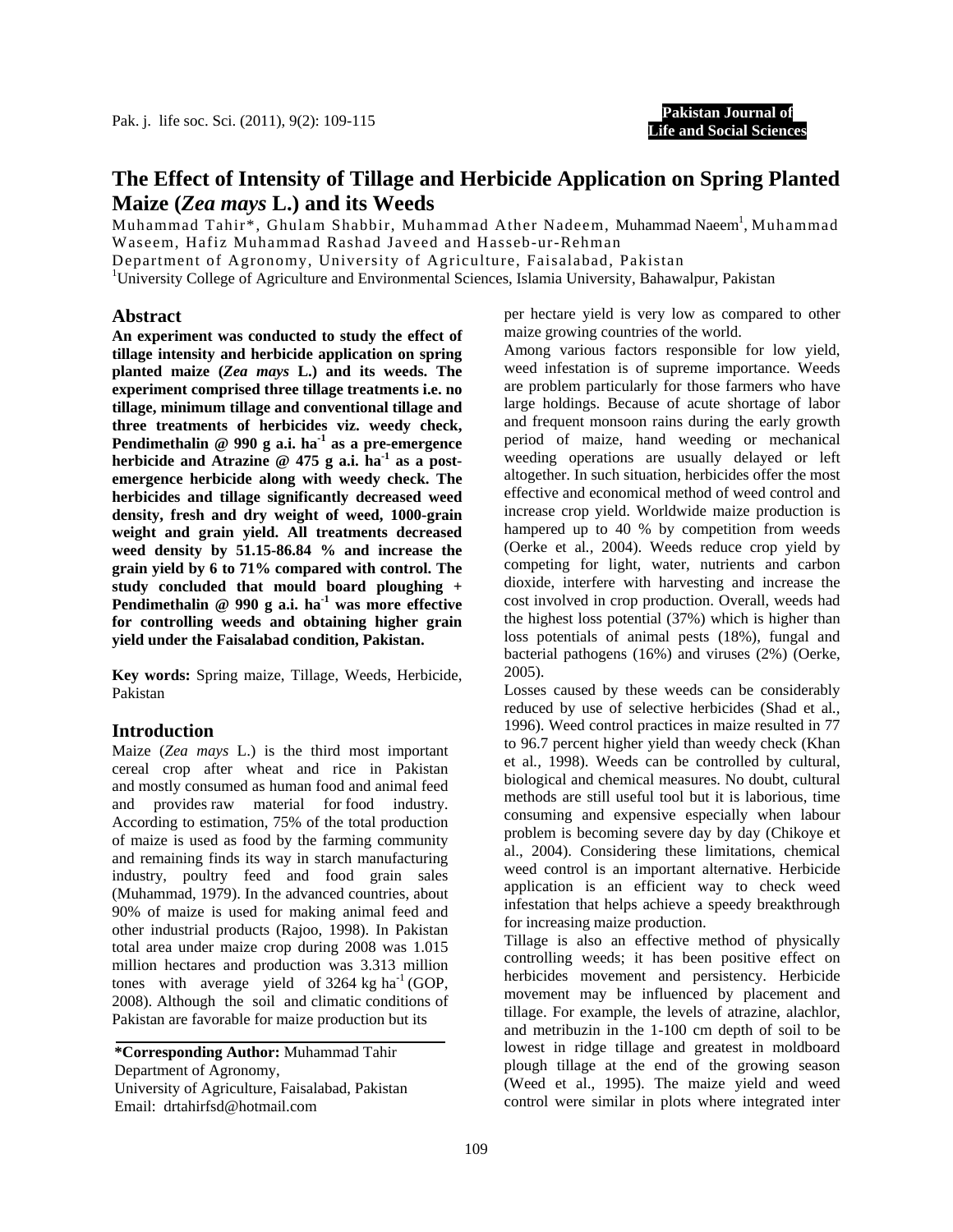# The Effect of Intensity of Tillage and Herbicide Application on Spring Planted Maize (*Zea mays* L.) and its Weeds

Muhammad Tahir*, Ghulam Shabbir, Muhammad Ather Nadeem, Muhammad Naeem[1], Muhammad Waseem, Hafiz Muhammad Rashad Javeed and Hasseb-ur-Rehman

Department of Agronomy, University of Agriculture, Faisalabad, Pakistan

[1]University College of Agriculture and Environmental Sciences, Islamia University, Bahawalpur, Pakistan

## Abstract

**An experiment was conducted to study the effect of tillage intensity and herbicide application on spring planted maize (*Zea mays* L.) and its weeds. The experiment comprised three tillage treatments i.e. no tillage, minimum tillage and conventional tillage and three treatments of herbicides viz. weedy check, Pendimethalin @ 990 g a.i. ha$^{-1}$ as a pre-emergence herbicide and Atrazine @ 475 g a.i. ha$^{-1}$ as a post-emergence herbicide along with weedy check. The herbicides and tillage significantly decreased weed density, fresh and dry weight of weed, 1000-grain weight and grain yield. All treatments decreased weed density by 51.15-86.84 % and increase the grain yield by 6 to 71% compared with control. The study concluded that mould board ploughing + Pendimethalin @ 990 g a.i. ha$^{-1}$ was more effective for controlling weeds and obtaining higher grain yield under the Faisalabad condition, Pakistan.**

**Key words:** Spring maize, Tillage, Weeds, Herbicide, Pakistan

## Introduction

Maize (*Zea mays* L.) is the third most important cereal crop after wheat and rice in Pakistan and mostly consumed as human food and animal feed and provides raw material for food industry. According to estimation, 75% of the total production of maize is used as food by the farming community and remaining finds its way in starch manufacturing industry, poultry feed and food grain sales (Muhammad, 1979). In the advanced countries, about 90% of maize is used for making animal feed and other industrial products (Rajoo, 1998). In Pakistan total area under maize crop during 2008 was 1.015 million hectares and production was 3.313 million tones with average yield of 3264 kg ha$^{-1}$ (GOP, 2008). Although the soil and climatic conditions of Pakistan are favorable for maize production but its per hectare yield is very low as compared to other maize growing countries of the world.

Among various factors responsible for low yield, weed infestation is of supreme importance. Weeds are problem particularly for those farmers who have large holdings. Because of acute shortage of labor and frequent monsoon rains during the early growth period of maize, hand weeding or mechanical weeding operations are usually delayed or left altogether. In such situation, herbicides offer the most effective and economical method of weed control and increase crop yield. Worldwide maize production is hampered up to 40 % by competition from weeds (Oerke et al., 2004). Weeds reduce crop yield by competing for light, water, nutrients and carbon dioxide, interfere with harvesting and increase the cost involved in crop production. Overall, weeds had the highest loss potential (37%) which is higher than loss potentials of animal pests (18%), fungal and bacterial pathogens (16%) and viruses (2%) (Oerke, 2005).

Losses caused by these weeds can be considerably reduced by use of selective herbicides (Shad et al., 1996). Weed control practices in maize resulted in 77 to 96.7 percent higher yield than weedy check (Khan et al., 1998). Weeds can be controlled by cultural, biological and chemical measures. No doubt, cultural methods are still useful tool but it is laborious, time consuming and expensive especially when labour problem is becoming severe day by day (Chikoye et al., 2004). Considering these limitations, chemical weed control is an important alternative. Herbicide application is an efficient way to check weed infestation that helps achieve a speedy breakthrough for increasing maize production.

Tillage is also an effective method of physically controlling weeds; it has been positive effect on herbicides movement and persistency. Herbicide movement may be influenced by placement and tillage. For example, the levels of atrazine, alachlor, and metribuzin in the 1-100 cm depth of soil to be lowest in ridge tillage and greatest in moldboard plough tillage at the end of the growing season (Weed et al., 1995). The maize yield and weed control were similar in plots where integrated inter

**\*Corresponding Author:** Muhammad Tahir
Department of Agronomy,
University of Agriculture, Faisalabad, Pakistan
Email: drtahirfsd@hotmail.com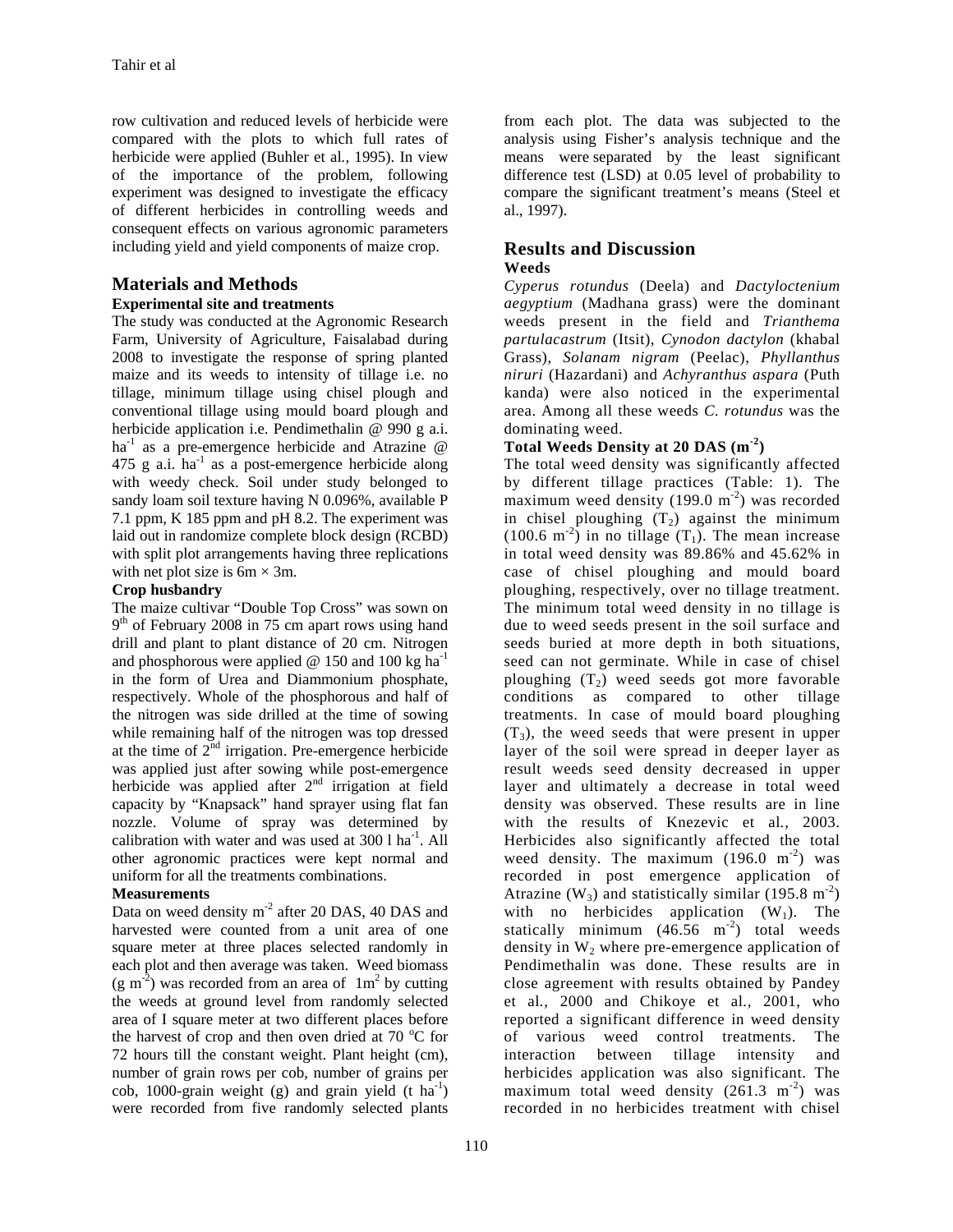row cultivation and reduced levels of herbicide were compared with the plots to which full rates of herbicide were applied (Buhler et al., 1995). In view of the importance of the problem, following experiment was designed to investigate the efficacy of different herbicides in controlling weeds and consequent effects on various agronomic parameters including yield and yield components of maize crop.

## Materials and Methods

### Experimental site and treatments

The study was conducted at the Agronomic Research Farm, University of Agriculture, Faisalabad during 2008 to investigate the response of spring planted maize and its weeds to intensity of tillage i.e. no tillage, minimum tillage using chisel plough and conventional tillage using mould board plough and herbicide application i.e. Pendimethalin @ 990 g a.i. $ha^{-1}$ as a pre-emergence herbicide and Atrazine @ 475 g a.i. $ha^{-1}$ as a post-emergence herbicide along with weedy check. Soil under study belonged to sandy loam soil texture having N 0.096%, available P 7.1 ppm, K 185 ppm and pH 8.2. The experiment was laid out in randomize complete block design (RCBD) with split plot arrangements having three replications with net plot size is 6m × 3m.

### Crop husbandry

The maize cultivar "Double Top Cross" was sown on 9th of February 2008 in 75 cm apart rows using hand drill and plant to plant distance of 20 cm. Nitrogen and phosphorous were applied @ 150 and 100 kg $ha^{-1}$ in the form of Urea and Diammonium phosphate, respectively. Whole of the phosphorous and half of the nitrogen was side drilled at the time of sowing while remaining half of the nitrogen was top dressed at the time of 2nd irrigation. Pre-emergence herbicide was applied just after sowing while post-emergence herbicide was applied after 2nd irrigation at field capacity by "Knapsack" hand sprayer using flat fan nozzle. Volume of spray was determined by calibration with water and was used at 300 l $ha^{-1}$. All other agronomic practices were kept normal and uniform for all the treatments combinations.

### Measurements

Data on weed density $m^{-2}$ after 20 DAS, 40 DAS and harvested were counted from a unit area of one square meter at three places selected randomly in each plot and then average was taken. Weed biomass (g $m^{-2}$) was recorded from an area of $1m^2$ by cutting the weeds at ground level from randomly selected area of I square meter at two different places before the harvest of crop and then oven dried at 70 °C for 72 hours till the constant weight. Plant height (cm), number of grain rows per cob, number of grains per cob, 1000-grain weight (g) and grain yield (t $ha^{-1}$) were recorded from five randomly selected plants from each plot. The data was subjected to the analysis using Fisher's analysis technique and the means were separated by the least significant difference test (LSD) at 0.05 level of probability to compare the significant treatment's means (Steel et al., 1997).

## Results and Discussion

### Weeds

*Cyperus rotundus* (Deela) and *Dactyloctenium aegyptium* (Madhana grass) were the dominant weeds present in the field and *Trianthema partulacastrum* (Itsit), *Cynodon dactylon* (khabal Grass), *Solanam nigram* (Peelac), *Phyllanthus niruri* (Hazardani) and *Achyranthus aspara* (Puth kanda) were also noticed in the experimental area. Among all these weeds *C. rotundus* was the dominating weed.

### Total Weeds Density at 20 DAS ($m^{-2}$)

The total weed density was significantly affected by different tillage practices (Table: 1). The maximum weed density (199.0 $m^{-2}$) was recorded in chisel ploughing ($T_2$) against the minimum (100.6 $m^{-2}$) in no tillage ($T_1$). The mean increase in total weed density was 89.86% and 45.62% in case of chisel ploughing and mould board ploughing, respectively, over no tillage treatment. The minimum total weed density in no tillage is due to weed seeds present in the soil surface and seeds buried at more depth in both situations, seed can not germinate. While in case of chisel ploughing ($T_2$) weed seeds got more favorable conditions as compared to other tillage treatments. In case of mould board ploughing ($T_3$), the weed seeds that were present in upper layer of the soil were spread in deeper layer as result weeds seed density decreased in upper layer and ultimately a decrease in total weed density was observed. These results are in line with the results of Knezevic et al., 2003. Herbicides also significantly affected the total weed density. The maximum (196.0 $m^{-2}$) was recorded in post emergence application of Atrazine ($W_3$) and statistically similar (195.8 $m^{-2}$) with no herbicides application ($W_1$). The statically minimum (46.56 $m^{-2}$) total weeds density in $W_2$ where pre-emergence application of Pendimethalin was done. These results are in close agreement with results obtained by Pandey et al., 2000 and Chikoye et al., 2001, who reported a significant difference in weed density of various weed control treatments. The interaction between tillage intensity and herbicides application was also significant. The maximum total weed density (261.3 $m^{-2}$) was recorded in no herbicides treatment with chisel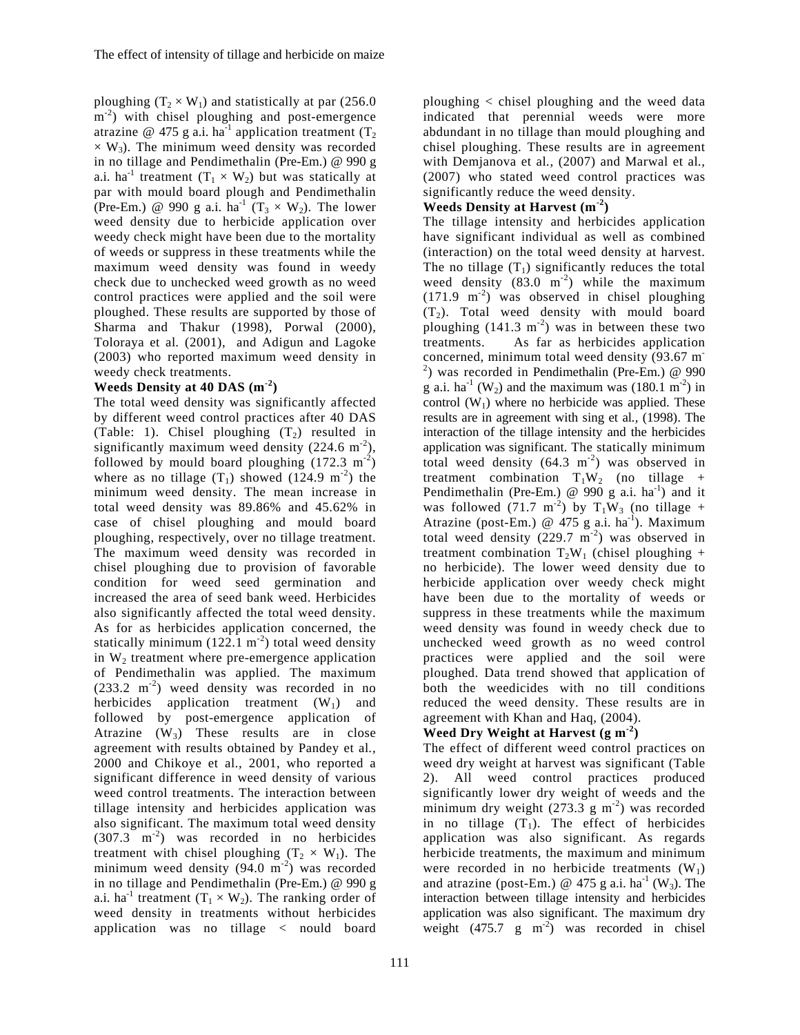ploughing ($T_2 \times W_1$) and statistically at par (256.0 $m^{-2}$) with chisel ploughing and post-emergence atrazine @ 475 g a.i. $ha^{-1}$ application treatment ($T_2 \times W_3$). The minimum weed density was recorded in no tillage and Pendimethalin (Pre-Em.) @ 990 g a.i. $ha^{-1}$ treatment ($T_1 \times W_2$) but was statically at par with mould board plough and Pendimethalin (Pre-Em.) @ 990 g a.i. $ha^{-1}$ ($T_3 \times W_2$). The lower weed density due to herbicide application over weedy check might have been due to the mortality of weeds or suppress in these treatments while the maximum weed density was found in weedy check due to unchecked weed growth as no weed control practices were applied and the soil were ploughed. These results are supported by those of Sharma and Thakur (1998), Porwal (2000), Toloraya et al. (2001), and Adigun and Lagoke (2003) who reported maximum weed density in weedy check treatments.

**Weeds Density at 40 DAS ($m^{-2}$)**

The total weed density was significantly affected by different weed control practices after 40 DAS (Table: 1). Chisel ploughing ($T_2$) resulted in significantly maximum weed density (224.6 $m^{-2}$), followed by mould board ploughing (172.3 $m^{-2}$) where as no tillage ($T_1$) showed (124.9 $m^{-2}$) the minimum weed density. The mean increase in total weed density was 89.86% and 45.62% in case of chisel ploughing and mould board ploughing, respectively, over no tillage treatment. The maximum weed density was recorded in chisel ploughing due to provision of favorable condition for weed seed germination and increased the area of seed bank weed. Herbicides also significantly affected the total weed density. As for as herbicides application concerned, the statically minimum (122.1 $m^{-2}$) total weed density in $W_2$ treatment where pre-emergence application of Pendimethalin was applied. The maximum (233.2 $m^{-2}$) weed density was recorded in no herbicides application treatment ($W_1$) and followed by post-emergence application of Atrazine ($W_3$) These results are in close agreement with results obtained by Pandey et al., 2000 and Chikoye et al., 2001, who reported a significant difference in weed density of various weed control treatments. The interaction between tillage intensity and herbicides application was also significant. The maximum total weed density (307.3 $m^{-2}$) was recorded in no herbicides treatment with chisel ploughing ($T_2 \times W_1$). The minimum weed density (94.0 $m^{-2}$) was recorded in no tillage and Pendimethalin (Pre-Em.) @ 990 g a.i. $ha^{-1}$ treatment ($T_1 \times W_2$). The ranking order of weed density in treatments without herbicides application was no tillage < nould board ploughing < chisel ploughing and the weed data indicated that perennial weeds were more abundant in no tillage than mould ploughing and chisel ploughing. These results are in agreement with Demjanova et al., (2007) and Marwal et al., (2007) who stated weed control practices was significantly reduce the weed density.

**Weeds Density at Harvest ($m^{-2}$)**

The tillage intensity and herbicides application have significant individual as well as combined (interaction) on the total weed density at harvest. The no tillage ($T_1$) significantly reduces the total weed density (83.0 $m^{-2}$) while the maximum (171.9 $m^{-2}$) was observed in chisel ploughing ($T_2$). Total weed density with mould board ploughing (141.3 $m^{-2}$) was in between these two treatments. As far as herbicides application concerned, minimum total weed density (93.67 $m^{-2}$) was recorded in Pendimethalin (Pre-Em.) @ 990 g a.i. $ha^{-1}$ ($W_2$) and the maximum was (180.1 $m^{-2}$) in control ($W_1$) where no herbicide was applied. These results are in agreement with sing et al., (1998). The interaction of the tillage intensity and the herbicides application was significant. The statically minimum total weed density (64.3 $m^{-2}$) was observed in treatment combination $T_1W_2$ (no tillage + Pendimethalin (Pre-Em.) @ 990 g a.i. $ha^{-1}$) and it was followed (71.7 $m^{-2}$) by $T_1W_3$ (no tillage + Atrazine (post-Em.) @ 475 g a.i. $ha^{-1}$). Maximum total weed density (229.7 $m^{-2}$) was observed in treatment combination $T_2W_1$ (chisel ploughing + no herbicide). The lower weed density due to herbicide application over weedy check might have been due to the mortality of weeds or suppress in these treatments while the maximum weed density was found in weedy check due to unchecked weed growth as no weed control practices were applied and the soil were ploughed. Data trend showed that application of both the weedicides with no till conditions reduced the weed density. These results are in agreement with Khan and Haq, (2004).

**Weed Dry Weight at Harvest (g $m^{-2}$)**

The effect of different weed control practices on weed dry weight at harvest was significant (Table 2). All weed control practices produced significantly lower dry weight of weeds and the minimum dry weight (273.3 g $m^{-2}$) was recorded in no tillage ($T_1$). The effect of herbicides application was also significant. As regards herbicide treatments, the maximum and minimum were recorded in no herbicide treatments ($W_1$) and atrazine (post-Em.) @ 475 g a.i. $ha^{-1}$ ($W_3$). The interaction between tillage intensity and herbicides application was also significant. The maximum dry weight (475.7 g $m^{-2}$) was recorded in chisel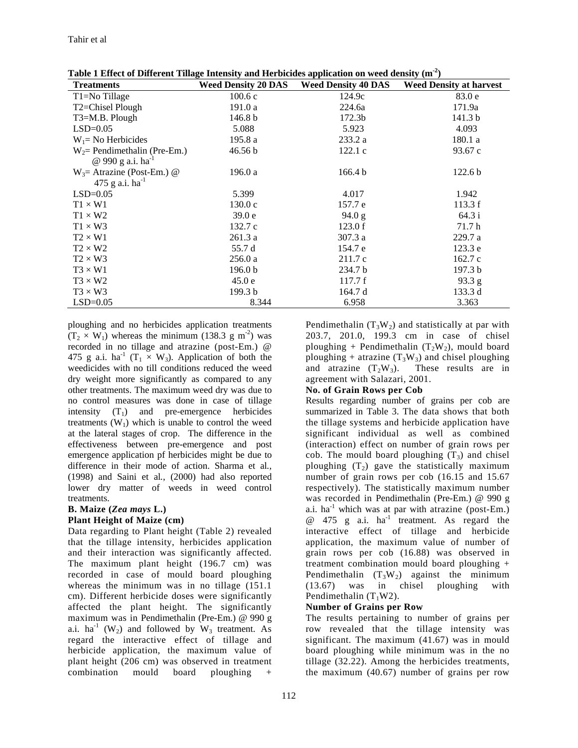**Table 1 Effect of Different Tillage Intensity and Herbicides application on weed density ($m^{-2}$)**

| Treatments | Weed Density 20 DAS | Weed Density 40 DAS | Weed Density at harvest |
|---|---|---|---|
| T1=No Tillage | 100.6 c | 124.9c | 83.0 e |
| T2=Chisel Plough | 191.0 a | 224.6a | 171.9a |
| T3=M.B. Plough | 146.8 b | 172.3b | 141.3 b |
| LSD=0.05 | 5.088 | 5.923 | 4.093 |
| $W_1$= No Herbicides | 195.8 a | 233.2 a | 180.1 a |
| $W_2$= Pendimethalin (Pre-Em.) @ 990 g a.i. $ha^{-1}$ | 46.56 b | 122.1 c | 93.67 c |
| $W_3$= Atrazine (Post-Em.) @ 475 g a.i. $ha^{-1}$ | 196.0 a | 166.4 b | 122.6 b |
| LSD=0.05 | 5.399 | 4.017 | 1.942 |
| T1 × W1 | 130.0 c | 157.7 e | 113.3 f |
| T1 × W2 | 39.0 e | 94.0 g | 64.3 i |
| T1 × W3 | 132.7 c | 123.0 f | 71.7 h |
| T2 × W1 | 261.3 a | 307.3 a | 229.7 a |
| T2 × W2 | 55.7 d | 154.7 e | 123.3 e |
| T2 × W3 | 256.0 a | 211.7 c | 162.7 c |
| T3 × W1 | 196.0 b | 234.7 b | 197.3 b |
| T3 × W2 | 45.0 e | 117.7 f | 93.3 g |
| T3 × W3 | 199.3 b | 164.7 d | 133.3 d |
| LSD=0.05 | 8.344 | 6.958 | 3.363 |

ploughing and no herbicides application treatments ($T_2 \times W_1$) whereas the minimum (138.3 g $m^{-2}$) was recorded in no tillage and atrazine (post-Em.) @ 475 g a.i. $ha^{-1}$ ($T_1 \times W_3$). Application of both the weedicides with no till conditions reduced the weed dry weight more significantly as compared to any other treatments. The maximum weed dry was due to no control measures was done in case of tillage intensity ($T_1$) and pre-emergence herbicides treatments ($W_1$) which is unable to control the weed at the lateral stages of crop. The difference in the effectiveness between pre-emergence and post emergence application pf herbicides might be due to difference in their mode of action. Sharma et al., (1998) and Saini et al., (2000) had also reported lower dry matter of weeds in weed control treatments.

**B. Maize (*Zea mays* L.)**

**Plant Height of Maize (cm)**

Data regarding to Plant height (Table 2) revealed that the tillage intensity, herbicides application and their interaction was significantly affected. The maximum plant height (196.7 cm) was recorded in case of mould board ploughing whereas the minimum was in no tillage (151.1 cm). Different herbicide doses were significantly affected the plant height. The significantly maximum was in Pendimethalin (Pre-Em.) @ 990 g a.i. $ha^{-1}$ ($W_2$) and followed by $W_3$ treatment. As regard the interactive effect of tillage and herbicide application, the maximum value of plant height (206 cm) was observed in treatment combination mould board ploughing + Pendimethalin ($T_3W_2$) and statistically at par with 203.7, 201.0, 199.3 cm in case of chisel ploughing + Pendimethalin ($T_2W_2$), mould board ploughing + atrazine ($T_3W_3$) and chisel ploughing and atrazine ($T_2W_3$). These results are in agreement with Salazari, 2001.

**No. of Grain Rows per Cob**

Results regarding number of grains per cob are summarized in Table 3. The data shows that both the tillage systems and herbicide application have significant individual as well as combined (interaction) effect on number of grain rows per cob. The mould board ploughing ($T_3$) and chisel ploughing ($T_2$) gave the statistically maximum number of grain rows per cob (16.15 and 15.67 respectively). The statistically maximum number was recorded in Pendimethalin (Pre-Em.) @ 990 g a.i. $ha^{-1}$ which was at par with atrazine (post-Em.) @ 475 g a.i. $ha^{-1}$ treatment. As regard the interactive effect of tillage and herbicide application, the maximum value of number of grain rows per cob (16.88) was observed in treatment combination mould board ploughing + Pendimethalin ($T_3W_2$) against the minimum (13.67) was in chisel ploughing with Pendimethalin ($T_1W2$).

**Number of Grains per Row**

The results pertaining to number of grains per row revealed that the tillage intensity was significant. The maximum (41.67) was in mould board ploughing while minimum was in the no tillage (32.22). Among the herbicides treatments, the maximum (40.67) number of grains per row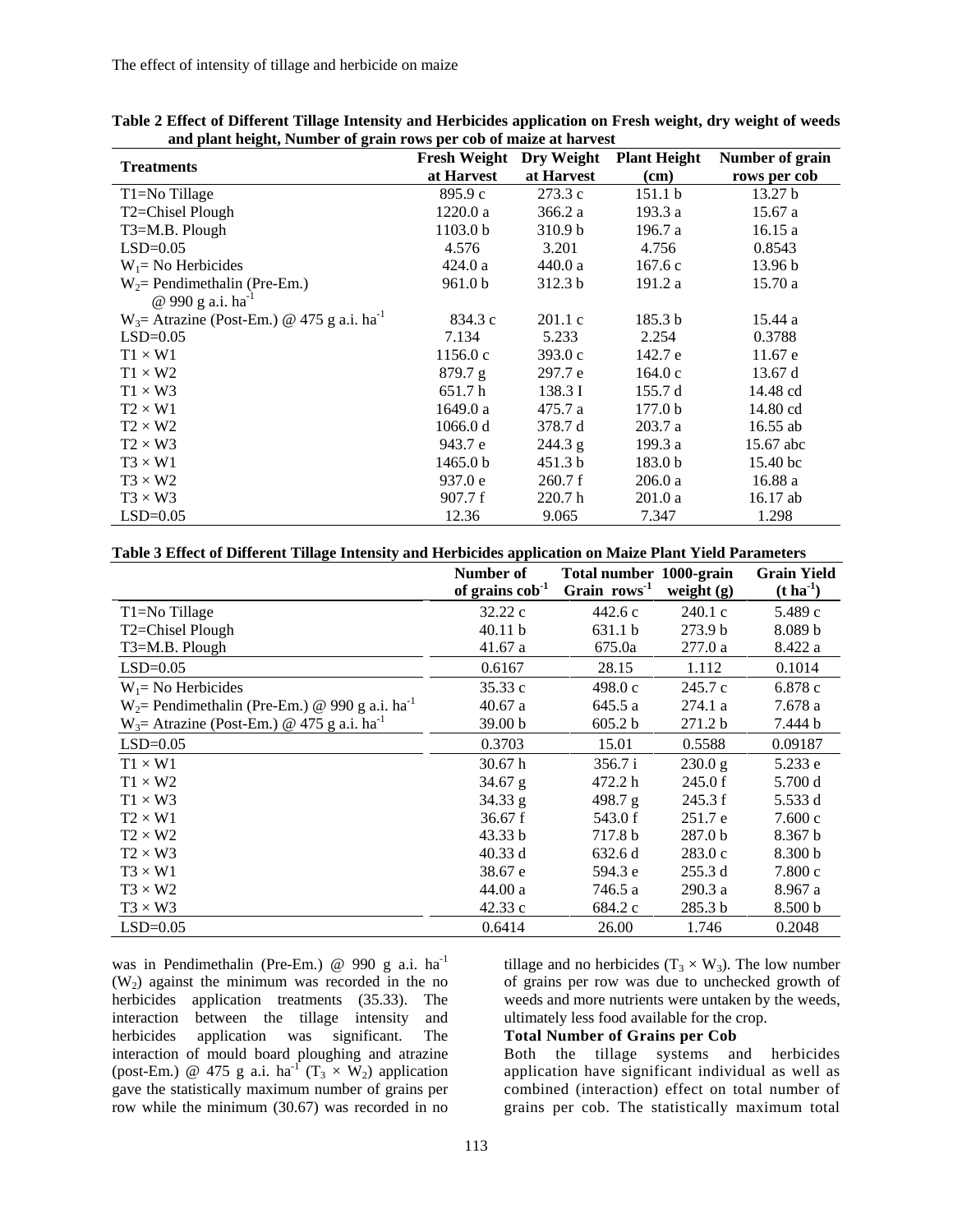**Table 2 Effect of Different Tillage Intensity and Herbicides application on Fresh weight, dry weight of weeds and plant height, Number of grain rows per cob of maize at harvest**

| Treatments | Fresh Weight at Harvest | Dry Weight at Harvest | Plant Height (cm) | Number of grain rows per cob |
|---|---|---|---|---|
| T1=No Tillage | 895.9 c | 273.3 c | 151.1 b | 13.27 b |
| T2=Chisel Plough | 1220.0 a | 366.2 a | 193.3 a | 15.67 a |
| T3=M.B. Plough | 1103.0 b | 310.9 b | 196.7 a | 16.15 a |
| LSD=0.05 | 4.576 | 3.201 | 4.756 | 0.8543 |
| $W_1$= No Herbicides | 424.0 a | 440.0 a | 167.6 c | 13.96 b |
| $W_2$= Pendimethalin (Pre-Em.) @ 990 g a.i. ha$^{-1}$ | 961.0 b | 312.3 b | 191.2 a | 15.70 a |
| $W_3$= Atrazine (Post-Em.) @ 475 g a.i. ha$^{-1}$ | 834.3 c | 201.1 c | 185.3 b | 15.44 a |
| LSD=0.05 | 7.134 | 5.233 | 2.254 | 0.3788 |
| T1 × W1 | 1156.0 c | 393.0 c | 142.7 e | 11.67 e |
| T1 × W2 | 879.7 g | 297.7 e | 164.0 c | 13.67 d |
| T1 × W3 | 651.7 h | 138.3 I | 155.7 d | 14.48 cd |
| T2 × W1 | 1649.0 a | 475.7 a | 177.0 b | 14.80 cd |
| T2 × W2 | 1066.0 d | 378.7 d | 203.7 a | 16.55 ab |
| T2 × W3 | 943.7 e | 244.3 g | 199.3 a | 15.67 abc |
| T3 × W1 | 1465.0 b | 451.3 b | 183.0 b | 15.40 bc |
| T3 × W2 | 937.0 e | 260.7 f | 206.0 a | 16.88 a |
| T3 × W3 | 907.7 f | 220.7 h | 201.0 a | 16.17 ab |
| LSD=0.05 | 12.36 | 9.065 | 7.347 | 1.298 |

**Table 3 Effect of Different Tillage Intensity and Herbicides application on Maize Plant Yield Parameters**

| | Number of grains cob$^{-1}$ | Total number Grain rows$^{-1}$ | 1000-grain weight (g) | Grain Yield (t ha$^{-1}$) |
|---|---|---|---|---|
| T1=No Tillage | 32.22 c | 442.6 c | 240.1 c | 5.489 c |
| T2=Chisel Plough | 40.11 b | 631.1 b | 273.9 b | 8.089 b |
| T3=M.B. Plough | 41.67 a | 675.0a | 277.0 a | 8.422 a |
| LSD=0.05 | 0.6167 | 28.15 | 1.112 | 0.1014 |
| $W_1$= No Herbicides | 35.33 c | 498.0 c | 245.7 c | 6.878 c |
| $W_2$= Pendimethalin (Pre-Em.) @ 990 g a.i. ha$^{-1}$ | 40.67 a | 645.5 a | 274.1 a | 7.678 a |
| $W_3$= Atrazine (Post-Em.) @ 475 g a.i. ha$^{-1}$ | 39.00 b | 605.2 b | 271.2 b | 7.444 b |
| LSD=0.05 | 0.3703 | 15.01 | 0.5588 | 0.09187 |
| T1 × W1 | 30.67 h | 356.7 i | 230.0 g | 5.233 e |
| T1 × W2 | 34.67 g | 472.2 h | 245.0 f | 5.700 d |
| T1 × W3 | 34.33 g | 498.7 g | 245.3 f | 5.533 d |
| T2 × W1 | 36.67 f | 543.0 f | 251.7 e | 7.600 c |
| T2 × W2 | 43.33 b | 717.8 b | 287.0 b | 8.367 b |
| T2 × W3 | 40.33 d | 632.6 d | 283.0 c | 8.300 b |
| T3 × W1 | 38.67 e | 594.3 e | 255.3 d | 7.800 c |
| T3 × W2 | 44.00 a | 746.5 a | 290.3 a | 8.967 a |
| T3 × W3 | 42.33 c | 684.2 c | 285.3 b | 8.500 b |
| LSD=0.05 | 0.6414 | 26.00 | 1.746 | 0.2048 |

was in Pendimethalin (Pre-Em.) @ 990 g a.i. ha$^{-1}$ ($W_2$) against the minimum was recorded in the no herbicides application treatments (35.33). The interaction between the tillage intensity and herbicides application was significant. The interaction of mould board ploughing and atrazine (post-Em.) @ 475 g a.i. ha$^{-1}$ ($T_3 \times W_2$) application gave the statistically maximum number of grains per row while the minimum (30.67) was recorded in no tillage and no herbicides ($T_3 \times W_3$). The low number of grains per row was due to unchecked growth of weeds and more nutrients were untaken by the weeds, ultimately less food available for the crop.

**Total Number of Grains per Cob**

Both the tillage systems and herbicides application have significant individual as well as combined (interaction) effect on total number of grains per cob. The statistically maximum total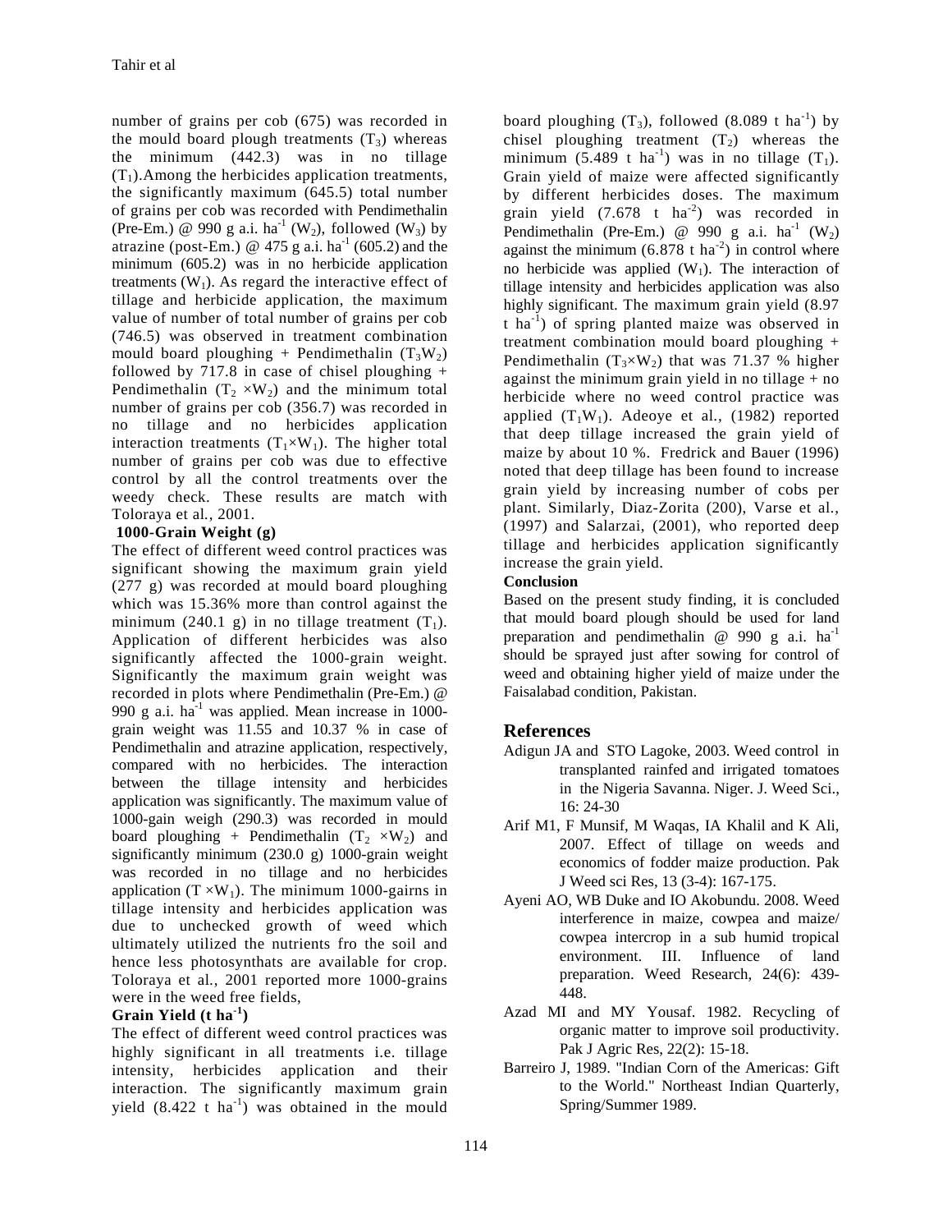number of grains per cob (675) was recorded in the mould board plough treatments ($T_3$) whereas the minimum (442.3) was in no tillage ($T_1$).Among the herbicides application treatments, the significantly maximum (645.5) total number of grains per cob was recorded with Pendimethalin (Pre-Em.) @ 990 g a.i. $ha^{-1}$ ($W_2$), followed ($W_3$) by atrazine (post-Em.) @ 475 g a.i. $ha^{-1}$ (605.2) and the minimum (605.2) was in no herbicide application treatments ($W_1$). As regard the interactive effect of tillage and herbicide application, the maximum value of number of total number of grains per cob (746.5) was observed in treatment combination mould board ploughing + Pendimethalin ($T_3W_2$) followed by 717.8 in case of chisel ploughing + Pendimethalin ($T_2 \times W_2$) and the minimum total number of grains per cob (356.7) was recorded in no tillage and no herbicides application interaction treatments ($T_1 \times W_1$). The higher total number of grains per cob was due to effective control by all the control treatments over the weedy check. These results are match with Toloraya et al., 2001.

**1000-Grain Weight (g)**

The effect of different weed control practices was significant showing the maximum grain yield (277 g) was recorded at mould board ploughing which was 15.36% more than control against the minimum (240.1 g) in no tillage treatment ($T_1$). Application of different herbicides was also significantly affected the 1000-grain weight. Significantly the maximum grain weight was recorded in plots where Pendimethalin (Pre-Em.) @ 990 g a.i. $ha^{-1}$ was applied. Mean increase in 1000-grain weight was 11.55 and 10.37 % in case of Pendimethalin and atrazine application, respectively, compared with no herbicides. The interaction between the tillage intensity and herbicides application was significantly. The maximum value of 1000-gain weigh (290.3) was recorded in mould board ploughing + Pendimethalin ($T_2 \times W_2$) and significantly minimum (230.0 g) 1000-grain weight was recorded in no tillage and no herbicides application ($T \times W_1$). The minimum 1000-gairns in tillage intensity and herbicides application was due to unchecked growth of weed which ultimately utilized the nutrients fro the soil and hence less photosynthats are available for crop. Toloraya et al., 2001 reported more 1000-grains were in the weed free fields,

**Grain Yield (t $ha^{-1}$)**

The effect of different weed control practices was highly significant in all treatments i.e. tillage intensity, herbicides application and their interaction. The significantly maximum grain yield (8.422 t $ha^{-1}$) was obtained in the mould board ploughing ($T_3$), followed (8.089 t $ha^{-1}$) by chisel ploughing treatment ($T_2$) whereas the minimum (5.489 t $ha^{-1}$) was in no tillage ($T_1$). Grain yield of maize were affected significantly by different herbicides doses. The maximum grain yield (7.678 t $ha^{-2}$) was recorded in Pendimethalin (Pre-Em.) @ 990 g a.i. $ha^{-1}$ ($W_2$) against the minimum (6.878 t $ha^{-2}$) in control where no herbicide was applied ($W_1$). The interaction of tillage intensity and herbicides application was also highly significant. The maximum grain yield (8.97 t $ha^{-1}$) of spring planted maize was observed in treatment combination mould board ploughing + Pendimethalin ($T_3 \times W_2$) that was 71.37 % higher against the minimum grain yield in no tillage + no herbicide where no weed control practice was applied ($T_1W_1$). Adeoye et al., (1982) reported that deep tillage increased the grain yield of maize by about 10 %. Fredrick and Bauer (1996) noted that deep tillage has been found to increase grain yield by increasing number of cobs per plant. Similarly, Diaz-Zorita (200), Varse et al., (1997) and Salarzai, (2001), who reported deep tillage and herbicides application significantly increase the grain yield.

**Conclusion**

Based on the present study finding, it is concluded that mould board plough should be used for land preparation and pendimethalin @ 990 g a.i. $ha^{-1}$ should be sprayed just after sowing for control of weed and obtaining higher yield of maize under the Faisalabad condition, Pakistan.

## References

- Adigun JA and STO Lagoke, 2003. Weed control in transplanted rainfed and irrigated tomatoes in the Nigeria Savanna. Niger. J. Weed Sci., 16: 24-30
- Arif M1, F Munsif, M Waqas, IA Khalil and K Ali, 2007. Effect of tillage on weeds and economics of fodder maize production. Pak J Weed sci Res, 13 (3-4): 167-175.
- Ayeni AO, WB Duke and IO Akobundu. 2008. Weed interference in maize, cowpea and maize/ cowpea intercrop in a sub humid tropical environment. III. Influence of land preparation. Weed Research, 24(6): 439-448.
- Azad MI and MY Yousaf. 1982. Recycling of organic matter to improve soil productivity. Pak J Agric Res, 22(2): 15-18.
- Barreiro J, 1989. "Indian Corn of the Americas: Gift to the World." Northeast Indian Quarterly, Spring/Summer 1989.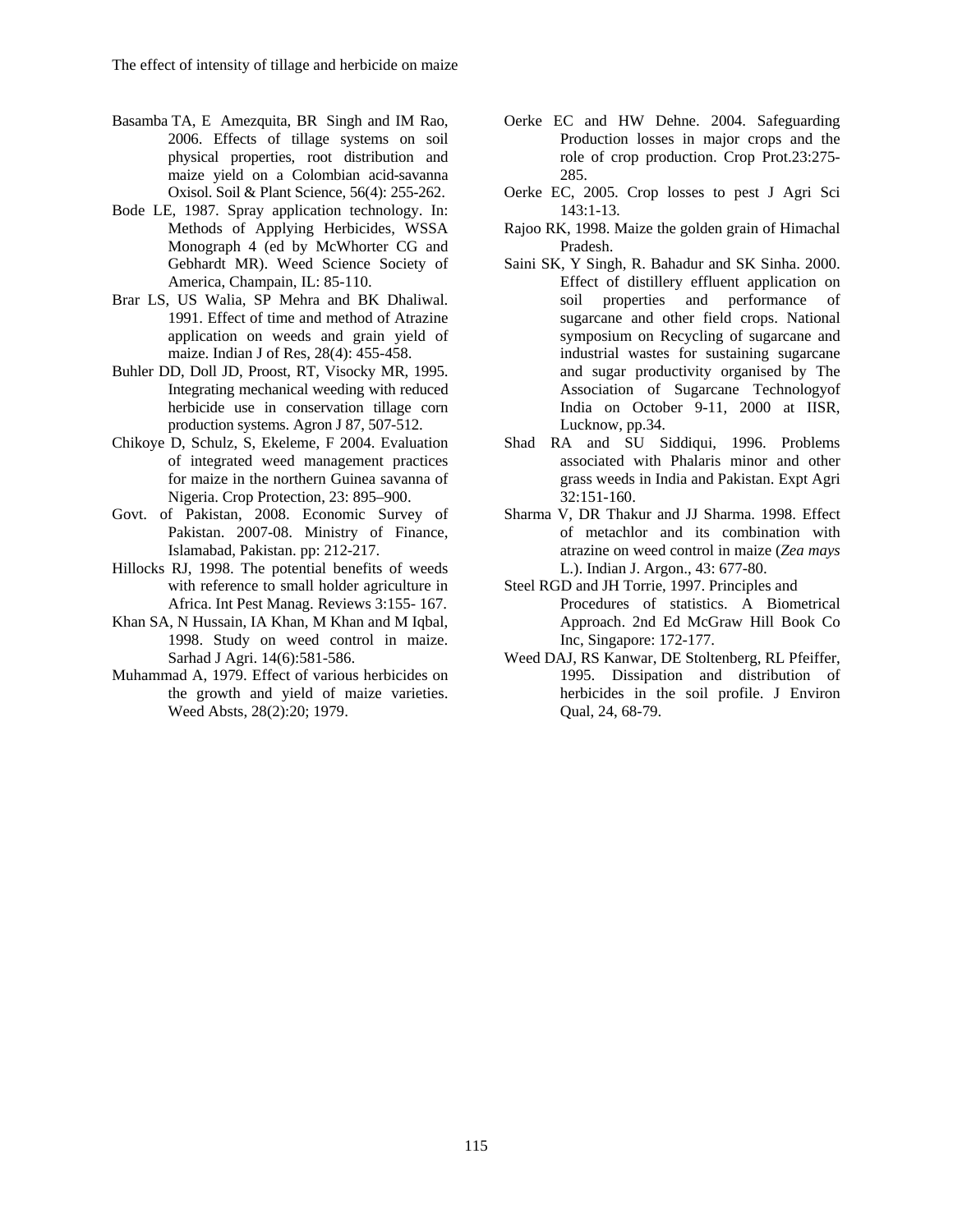Basamba TA, E Amezquita, BR Singh and IM Rao, 2006. Effects of tillage systems on soil physical properties, root distribution and maize yield on a Colombian acid-savanna Oxisol. Soil & Plant Science, 56(4): 255-262.

Bode LE, 1987. Spray application technology. In: Methods of Applying Herbicides, WSSA Monograph 4 (ed by McWhorter CG and Gebhardt MR). Weed Science Society of America, Champain, IL: 85-110.

Brar LS, US Walia, SP Mehra and BK Dhaliwal. 1991. Effect of time and method of Atrazine application on weeds and grain yield of maize. Indian J of Res, 28(4): 455-458.

Buhler DD, Doll JD, Proost, RT, Visocky MR, 1995. Integrating mechanical weeding with reduced herbicide use in conservation tillage corn production systems. Agron J 87, 507-512.

Chikoye D, Schulz, S, Ekeleme, F 2004. Evaluation of integrated weed management practices for maize in the northern Guinea savanna of Nigeria. Crop Protection, 23: 895–900.

Govt. of Pakistan, 2008. Economic Survey of Pakistan. 2007-08. Ministry of Finance, Islamabad, Pakistan. pp: 212-217.

Hillocks RJ, 1998. The potential benefits of weeds with reference to small holder agriculture in Africa. Int Pest Manag. Reviews 3:155- 167.

Khan SA, N Hussain, IA Khan, M Khan and M Iqbal, 1998. Study on weed control in maize. Sarhad J Agri. 14(6):581-586.

Muhammad A, 1979. Effect of various herbicides on the growth and yield of maize varieties. Weed Absts, 28(2):20; 1979.

Oerke EC and HW Dehne. 2004. Safeguarding Production losses in major crops and the role of crop production. Crop Prot.23:275-285.

Oerke EC, 2005. Crop losses to pest J Agri Sci 143:1-13.

Rajoo RK, 1998. Maize the golden grain of Himachal Pradesh.

Saini SK, Y Singh, R. Bahadur and SK Sinha. 2000. Effect of distillery effluent application on soil properties and performance of sugarcane and other field crops. National symposium on Recycling of sugarcane and industrial wastes for sustaining sugarcane and sugar productivity organised by The Association of Sugarcane Technologyof India on October 9-11, 2000 at IISR, Lucknow, pp.34.

Shad RA and SU Siddiqui, 1996. Problems associated with Phalaris minor and other grass weeds in India and Pakistan. Expt Agri 32:151-160.

Sharma V, DR Thakur and JJ Sharma. 1998. Effect of metachlor and its combination with atrazine on weed control in maize (*Zea mays* L.). Indian J. Argon., 43: 677-80.

Steel RGD and JH Torrie, 1997. Principles and Procedures of statistics. A Biometrical Approach. 2nd Ed McGraw Hill Book Co Inc, Singapore: 172-177.

Weed DAJ, RS Kanwar, DE Stoltenberg, RL Pfeiffer, 1995. Dissipation and distribution of herbicides in the soil profile. J Environ Qual, 24, 68-79.